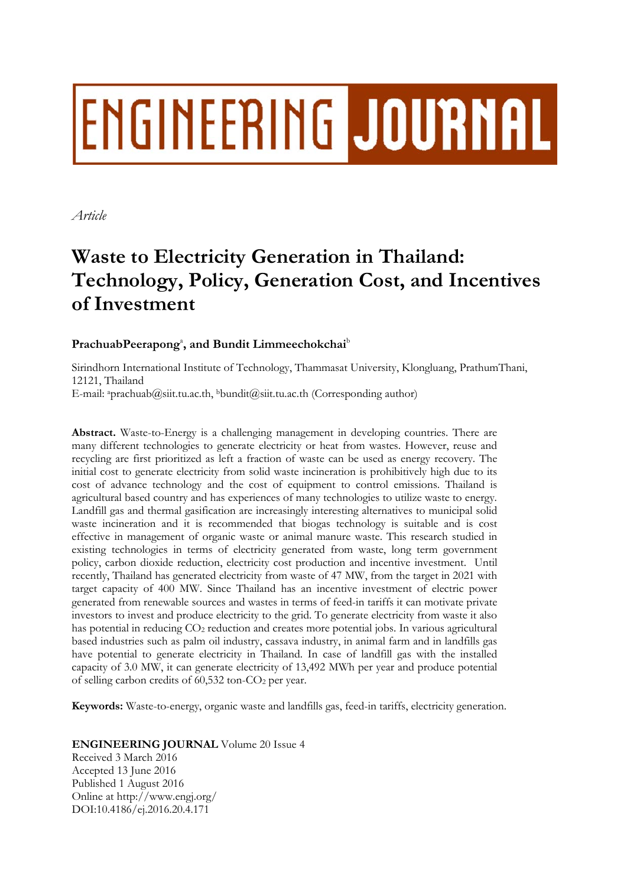# ENGINEERING JOURNAL

*Article*

# Waste to Electricity Generation in Thailand: Technology, Policy, Generation Cost, and Incentives of Investment

**PrachuabPeerapong[a], and Bundit Limmeechokchai[b]**

Sirindhorn International Institute of Technology, Thammasat University, Klongluang, PrathumThani, 12121, Thailand
E-mail: [a]prachuab@siit.tu.ac.th, [b]bundit@siit.tu.ac.th (Corresponding author)

**Abstract.** Waste-to-Energy is a challenging management in developing countries. There are many different technologies to generate electricity or heat from wastes. However, reuse and recycling are first prioritized as left a fraction of waste can be used as energy recovery. The initial cost to generate electricity from solid waste incineration is prohibitively high due to its cost of advance technology and the cost of equipment to control emissions. Thailand is agricultural based country and has experiences of many technologies to utilize waste to energy. Landfill gas and thermal gasification are increasingly interesting alternatives to municipal solid waste incineration and it is recommended that biogas technology is suitable and is cost effective in management of organic waste or animal manure waste. This research studied in existing technologies in terms of electricity generated from waste, long term government policy, carbon dioxide reduction, electricity cost production and incentive investment. Until recently, Thailand has generated electricity from waste of 47 MW, from the target in 2021 with target capacity of 400 MW. Since Thailand has an incentive investment of electric power generated from renewable sources and wastes in terms of feed-in tariffs it can motivate private investors to invest and produce electricity to the grid. To generate electricity from waste it also has potential in reducing $CO_2$ reduction and creates more potential jobs. In various agricultural based industries such as palm oil industry, cassava industry, in animal farm and in landfills gas have potential to generate electricity in Thailand. In case of landfill gas with the installed capacity of 3.0 MW, it can generate electricity of 13,492 MWh per year and produce potential of selling carbon credits of 60,532 ton-$CO_2$ per year.

**Keywords:** Waste-to-energy, organic waste and landfills gas, feed-in tariffs, electricity generation.

**ENGINEERING JOURNAL** Volume 20 Issue 4
Received 3 March 2016
Accepted 13 June 2016
Published 1 August 2016
Online at http://www.engj.org/
DOI:10.4186/ej.2016.20.4.171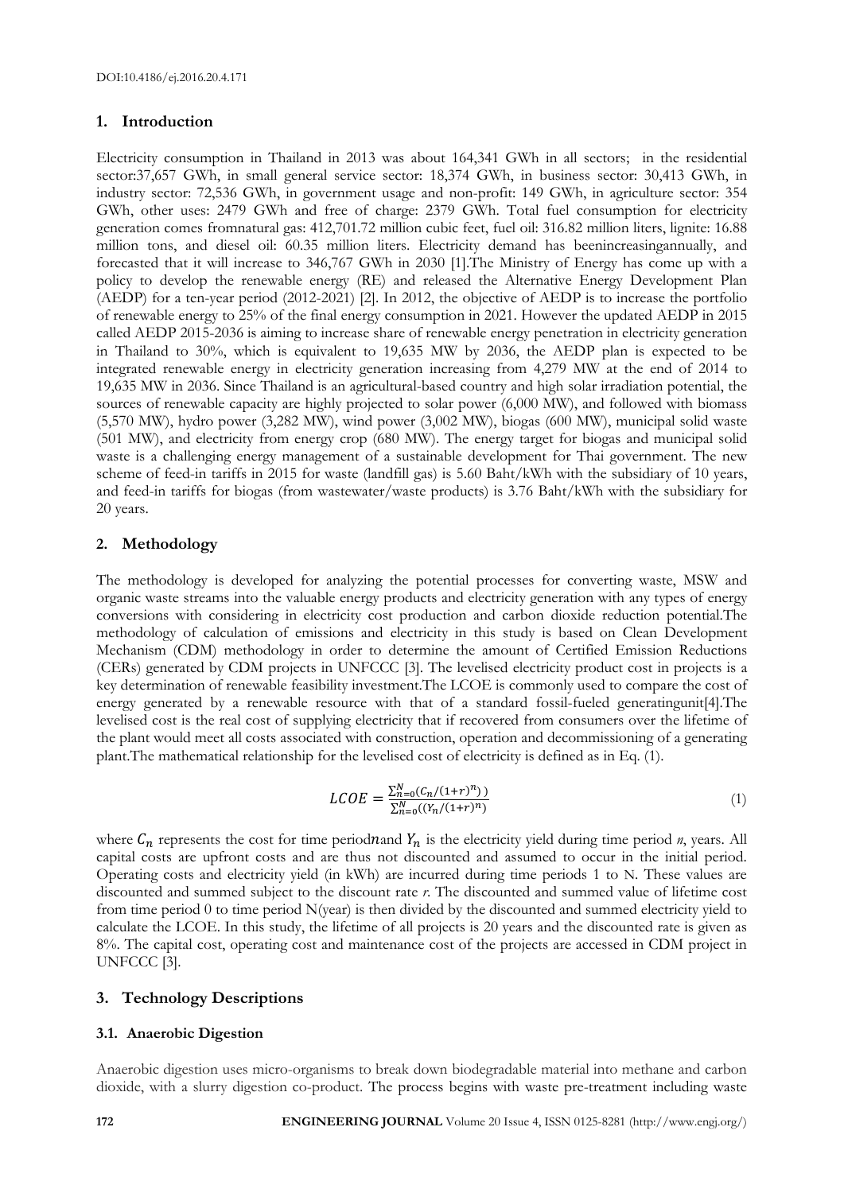DOI:10.4186/ej.2016.20.4.171

## 1. Introduction

Electricity consumption in Thailand in 2013 was about 164,341 GWh in all sectors; in the residential sector:37,657 GWh, in small general service sector: 18,374 GWh, in business sector: 30,413 GWh, in industry sector: 72,536 GWh, in government usage and non-profit: 149 GWh, in agriculture sector: 354 GWh, other uses: 2479 GWh and free of charge: 2379 GWh. Total fuel consumption for electricity generation comes fromnatural gas: 412,701.72 million cubic feet, fuel oil: 316.82 million liters, lignite: 16.88 million tons, and diesel oil: 60.35 million liters. Electricity demand has beenincreasingannually, and forecasted that it will increase to 346,767 GWh in 2030 [1].The Ministry of Energy has come up with a policy to develop the renewable energy (RE) and released the Alternative Energy Development Plan (AEDP) for a ten-year period (2012-2021) [2]. In 2012, the objective of AEDP is to increase the portfolio of renewable energy to 25% of the final energy consumption in 2021. However the updated AEDP in 2015 called AEDP 2015-2036 is aiming to increase share of renewable energy penetration in electricity generation in Thailand to 30%, which is equivalent to 19,635 MW by 2036, the AEDP plan is expected to be integrated renewable energy in electricity generation increasing from 4,279 MW at the end of 2014 to 19,635 MW in 2036. Since Thailand is an agricultural-based country and high solar irradiation potential, the sources of renewable capacity are highly projected to solar power (6,000 MW), and followed with biomass (5,570 MW), hydro power (3,282 MW), wind power (3,002 MW), biogas (600 MW), municipal solid waste (501 MW), and electricity from energy crop (680 MW). The energy target for biogas and municipal solid waste is a challenging energy management of a sustainable development for Thai government. The new scheme of feed-in tariffs in 2015 for waste (landfill gas) is 5.60 Baht/kWh with the subsidiary of 10 years, and feed-in tariffs for biogas (from wastewater/waste products) is 3.76 Baht/kWh with the subsidiary for 20 years.

## 2. Methodology

The methodology is developed for analyzing the potential processes for converting waste, MSW and organic waste streams into the valuable energy products and electricity generation with any types of energy conversions with considering in electricity cost production and carbon dioxide reduction potential.The methodology of calculation of emissions and electricity in this study is based on Clean Development Mechanism (CDM) methodology in order to determine the amount of Certified Emission Reductions (CERs) generated by CDM projects in UNFCCC [3]. The levelised electricity product cost in projects is a key determination of renewable feasibility investment.The LCOE is commonly used to compare the cost of energy generated by a renewable resource with that of a standard fossil-fueled generatingunit[4].The levelised cost is the real cost of supplying electricity that if recovered from consumers over the lifetime of the plant would meet all costs associated with construction, operation and decommissioning of a generating plant.The mathematical relationship for the levelised cost of electricity is defined as in Eq. (1).

$$LCOE = \frac{\sum_{n=0}^{N}(C_n/(1+r)^n))}{\sum_{n=0}^{N}((Y_n/(1+r)^n)} \tag{1}$$

where $C_n$ represents the cost for time period$n$and $Y_n$ is the electricity yield during time period *n*, years. All capital costs are upfront costs and are thus not discounted and assumed to occur in the initial period. Operating costs and electricity yield (in kWh) are incurred during time periods 1 to N. These values are discounted and summed subject to the discount rate *r*. The discounted and summed value of lifetime cost from time period 0 to time period N(year) is then divided by the discounted and summed electricity yield to calculate the LCOE. In this study, the lifetime of all projects is 20 years and the discounted rate is given as 8%. The capital cost, operating cost and maintenance cost of the projects are accessed in CDM project in UNFCCC [3].

## 3. Technology Descriptions

### 3.1. Anaerobic Digestion

Anaerobic digestion uses micro-organisms to break down biodegradable material into methane and carbon dioxide, with a slurry digestion co-product. The process begins with waste pre-treatment including waste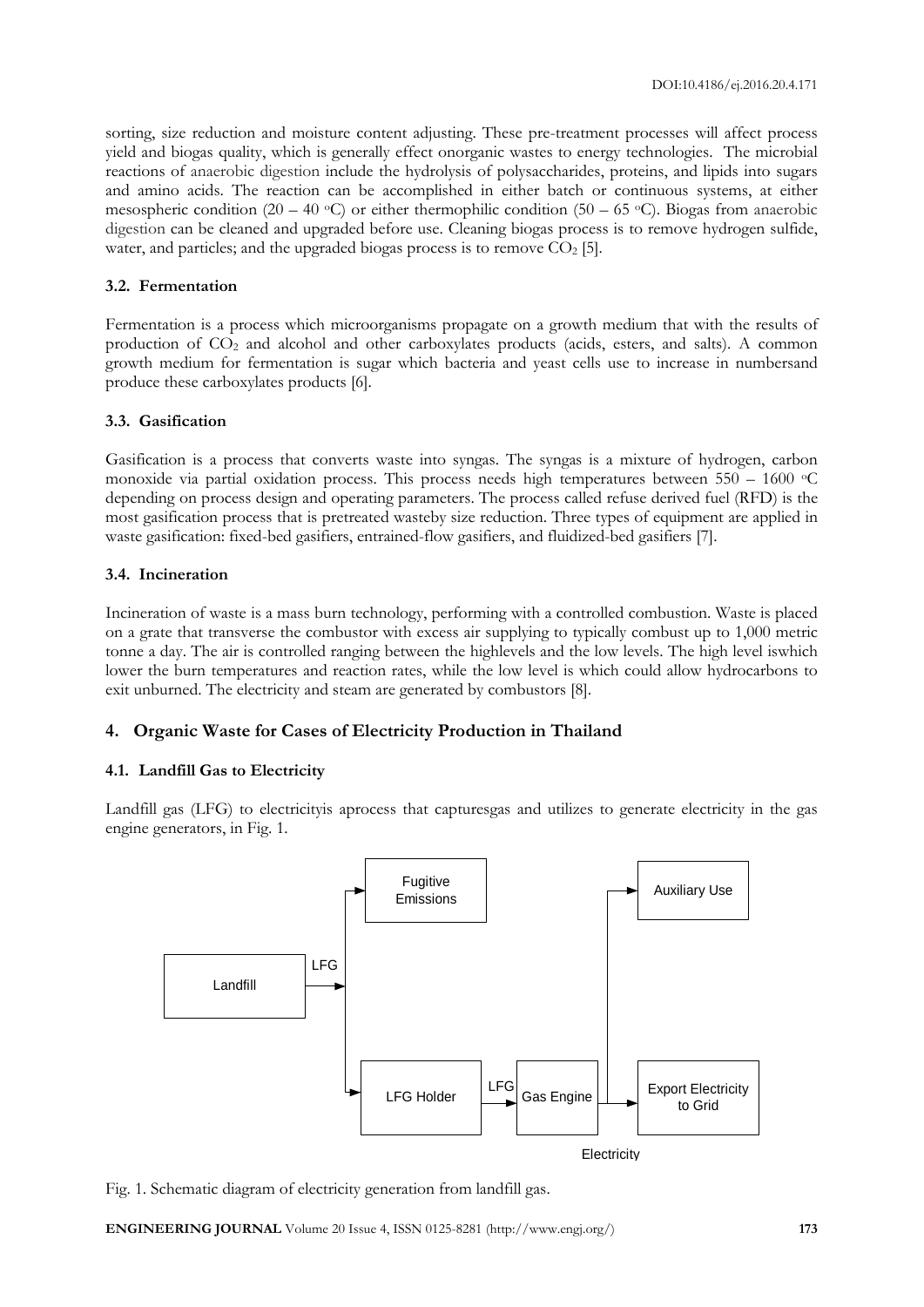sorting, size reduction and moisture content adjusting. These pre-treatment processes will affect process yield and biogas quality, which is generally effect onorganic wastes to energy technologies. The microbial reactions of anaerobic digestion include the hydrolysis of polysaccharides, proteins, and lipids into sugars and amino acids. The reaction can be accomplished in either batch or continuous systems, at either mesospheric condition (20 – 40 $^{o}$C) or either thermophilic condition (50 – 65 $^{o}$C). Biogas from anaerobic digestion can be cleaned and upgraded before use. Cleaning biogas process is to remove hydrogen sulfide, water, and particles; and the upgraded biogas process is to remove $CO_2$ [5].

### 3.2. Fermentation

Fermentation is a process which microorganisms propagate on a growth medium that with the results of production of $CO_2$ and alcohol and other carboxylates products (acids, esters, and salts). A common growth medium for fermentation is sugar which bacteria and yeast cells use to increase in numbersand produce these carboxylates products [6].

### 3.3. Gasification

Gasification is a process that converts waste into syngas. The syngas is a mixture of hydrogen, carbon monoxide via partial oxidation process. This process needs high temperatures between 550 – 1600 $^{o}$C depending on process design and operating parameters. The process called refuse derived fuel (RFD) is the most gasification process that is pretreated wasteby size reduction. Three types of equipment are applied in waste gasification: fixed-bed gasifiers, entrained-flow gasifiers, and fluidized-bed gasifiers [7].

### 3.4. Incineration

Incineration of waste is a mass burn technology, performing with a controlled combustion. Waste is placed on a grate that transverse the combustor with excess air supplying to typically combust up to 1,000 metric tonne a day. The air is controlled ranging between the highlevels and the low levels. The high level iswhich lower the burn temperatures and reaction rates, while the low level is which could allow hydrocarbons to exit unburned. The electricity and steam are generated by combustors [8].

## 4. Organic Waste for Cases of Electricity Production in Thailand

### 4.1. Landfill Gas to Electricity

Landfill gas (LFG) to electricityis aprocess that capturesgas and utilizes to generate electricity in the gas engine generators, in Fig. 1.

Fig. 1. Schematic diagram of electricity generation from landfill gas.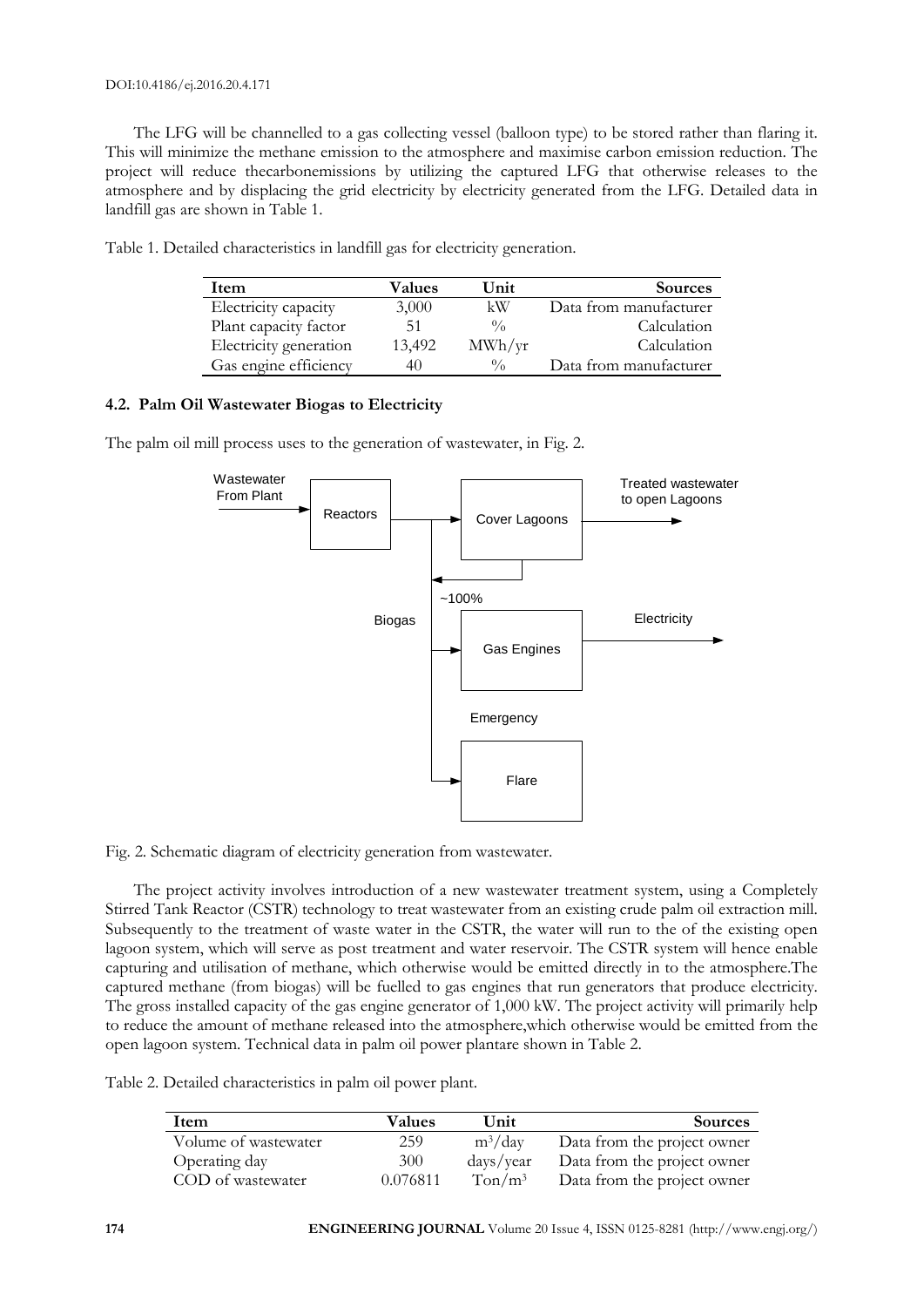The LFG will be channelled to a gas collecting vessel (balloon type) to be stored rather than flaring it. This will minimize the methane emission to the atmosphere and maximise carbon emission reduction. The project will reduce thecarbonemissions by utilizing the captured LFG that otherwise releases to the atmosphere and by displacing the grid electricity by electricity generated from the LFG. Detailed data in landfill gas are shown in Table 1.

Table 1. Detailed characteristics in landfill gas for electricity generation.

| Item | Values | Unit | Sources |
|---|---|---|---|
| Electricity capacity | 3,000 | kW | Data from manufacturer |
| Plant capacity factor | 51 | % | Calculation |
| Electricity generation | 13,492 | MWh/yr | Calculation |
| Gas engine efficiency | 40 | % | Data from manufacturer |

### 4.2. Palm Oil Wastewater Biogas to Electricity

The palm oil mill process uses to the generation of wastewater, in Fig. 2.

Fig. 2. Schematic diagram of electricity generation from wastewater.

The project activity involves introduction of a new wastewater treatment system, using a Completely Stirred Tank Reactor (CSTR) technology to treat wastewater from an existing crude palm oil extraction mill. Subsequently to the treatment of waste water in the CSTR, the water will run to the of the existing open lagoon system, which will serve as post treatment and water reservoir. The CSTR system will hence enable capturing and utilisation of methane, which otherwise would be emitted directly in to the atmosphere.The captured methane (from biogas) will be fuelled to gas engines that run generators that produce electricity. The gross installed capacity of the gas engine generator of 1,000 kW. The project activity will primarily help to reduce the amount of methane released into the atmosphere,which otherwise would be emitted from the open lagoon system. Technical data in palm oil power plantare shown in Table 2.

Table 2. Detailed characteristics in palm oil power plant.

| Item | Values | Unit | Sources |
|---|---|---|---|
| Volume of wastewater | 259 | $m^3$/day | Data from the project owner |
| Operating day | 300 | days/year | Data from the project owner |
| COD of wastewater | 0.076811 | Ton/$m^3$ | Data from the project owner |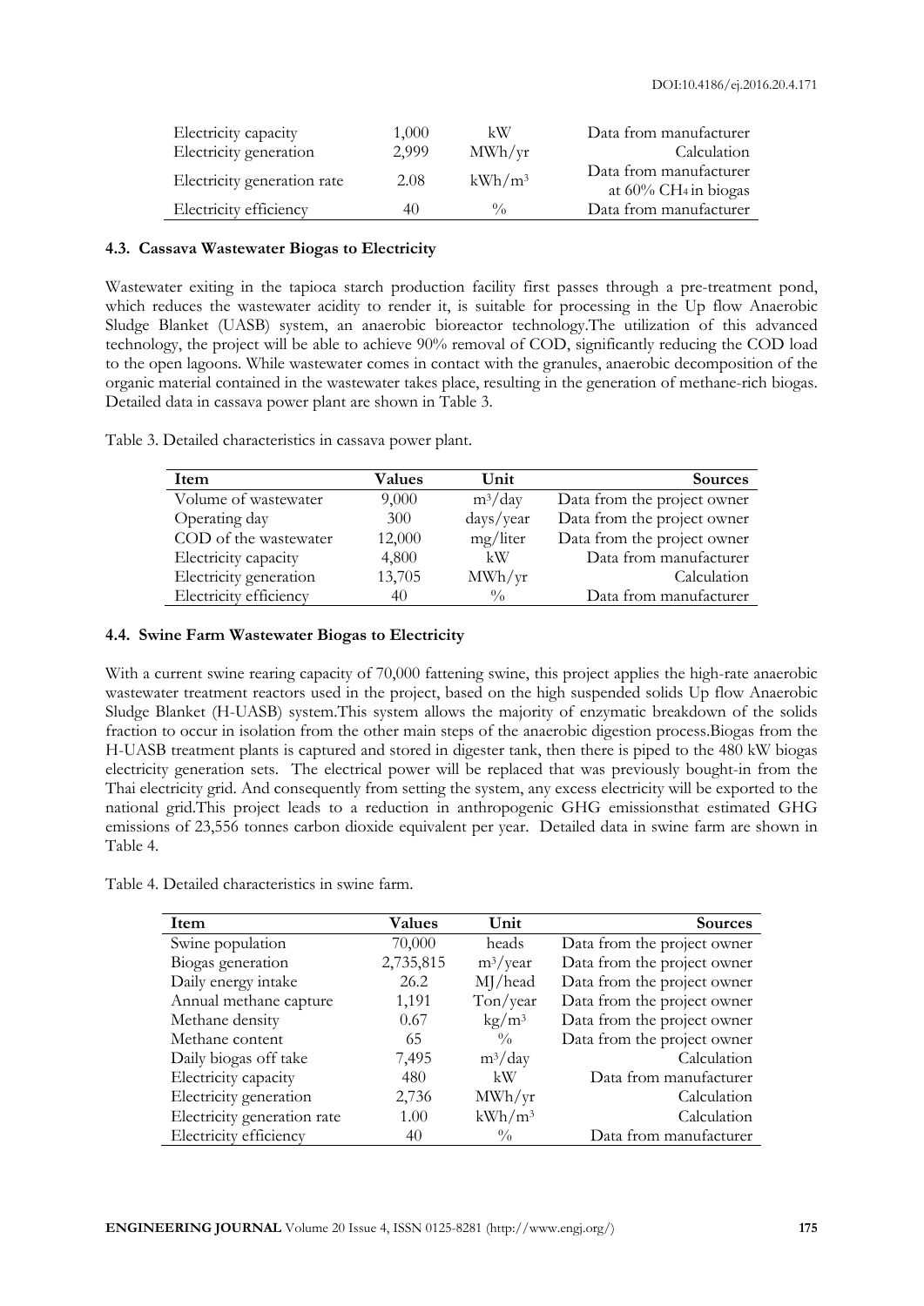| | | | |
|---|---|---|---|
| Electricity capacity | 1,000 | kW | Data from manufacturer |
| Electricity generation | 2,999 | MWh/yr | Calculation |
| Electricity generation rate | 2.08 | kWh/m$^3$ | Data from manufacturer at 60% $CH_4$ in biogas |
| Electricity efficiency | 40 | % | Data from manufacturer |

### 4.3. Cassava Wastewater Biogas to Electricity

Wastewater exiting in the tapioca starch production facility first passes through a pre-treatment pond, which reduces the wastewater acidity to render it, is suitable for processing in the Up flow Anaerobic Sludge Blanket (UASB) system, an anaerobic bioreactor technology.The utilization of this advanced technology, the project will be able to achieve 90% removal of COD, significantly reducing the COD load to the open lagoons. While wastewater comes in contact with the granules, anaerobic decomposition of the organic material contained in the wastewater takes place, resulting in the generation of methane-rich biogas. Detailed data in cassava power plant are shown in Table 3.

Table 3. Detailed characteristics in cassava power plant.

| Item | Values | Unit | Sources |
|---|---|---|---|
| Volume of wastewater | 9,000 | m$^3$/day | Data from the project owner |
| Operating day | 300 | days/year | Data from the project owner |
| COD of the wastewater | 12,000 | mg/liter | Data from the project owner |
| Electricity capacity | 4,800 | kW | Data from manufacturer |
| Electricity generation | 13,705 | MWh/yr | Calculation |
| Electricity efficiency | 40 | % | Data from manufacturer |

### 4.4. Swine Farm Wastewater Biogas to Electricity

With a current swine rearing capacity of 70,000 fattening swine, this project applies the high-rate anaerobic wastewater treatment reactors used in the project, based on the high suspended solids Up flow Anaerobic Sludge Blanket (H-UASB) system.This system allows the majority of enzymatic breakdown of the solids fraction to occur in isolation from the other main steps of the anaerobic digestion process.Biogas from the H-UASB treatment plants is captured and stored in digester tank, then there is piped to the 480 kW biogas electricity generation sets. The electrical power will be replaced that was previously bought-in from the Thai electricity grid. And consequently from setting the system, any excess electricity will be exported to the national grid.This project leads to a reduction in anthropogenic GHG emissionsthat estimated GHG emissions of 23,556 tonnes carbon dioxide equivalent per year. Detailed data in swine farm are shown in Table 4.

Table 4. Detailed characteristics in swine farm.

| Item | Values | Unit | Sources |
|---|---|---|---|
| Swine population | 70,000 | heads | Data from the project owner |
| Biogas generation | 2,735,815 | m$^3$/year | Data from the project owner |
| Daily energy intake | 26.2 | MJ/head | Data from the project owner |
| Annual methane capture | 1,191 | Ton/year | Data from the project owner |
| Methane density | 0.67 | kg/m$^3$ | Data from the project owner |
| Methane content | 65 | % | Data from the project owner |
| Daily biogas off take | 7,495 | m$^3$/day | Calculation |
| Electricity capacity | 480 | kW | Data from manufacturer |
| Electricity generation | 2,736 | MWh/yr | Calculation |
| Electricity generation rate | 1.00 | kWh/m$^3$ | Calculation |
| Electricity efficiency | 40 | % | Data from manufacturer |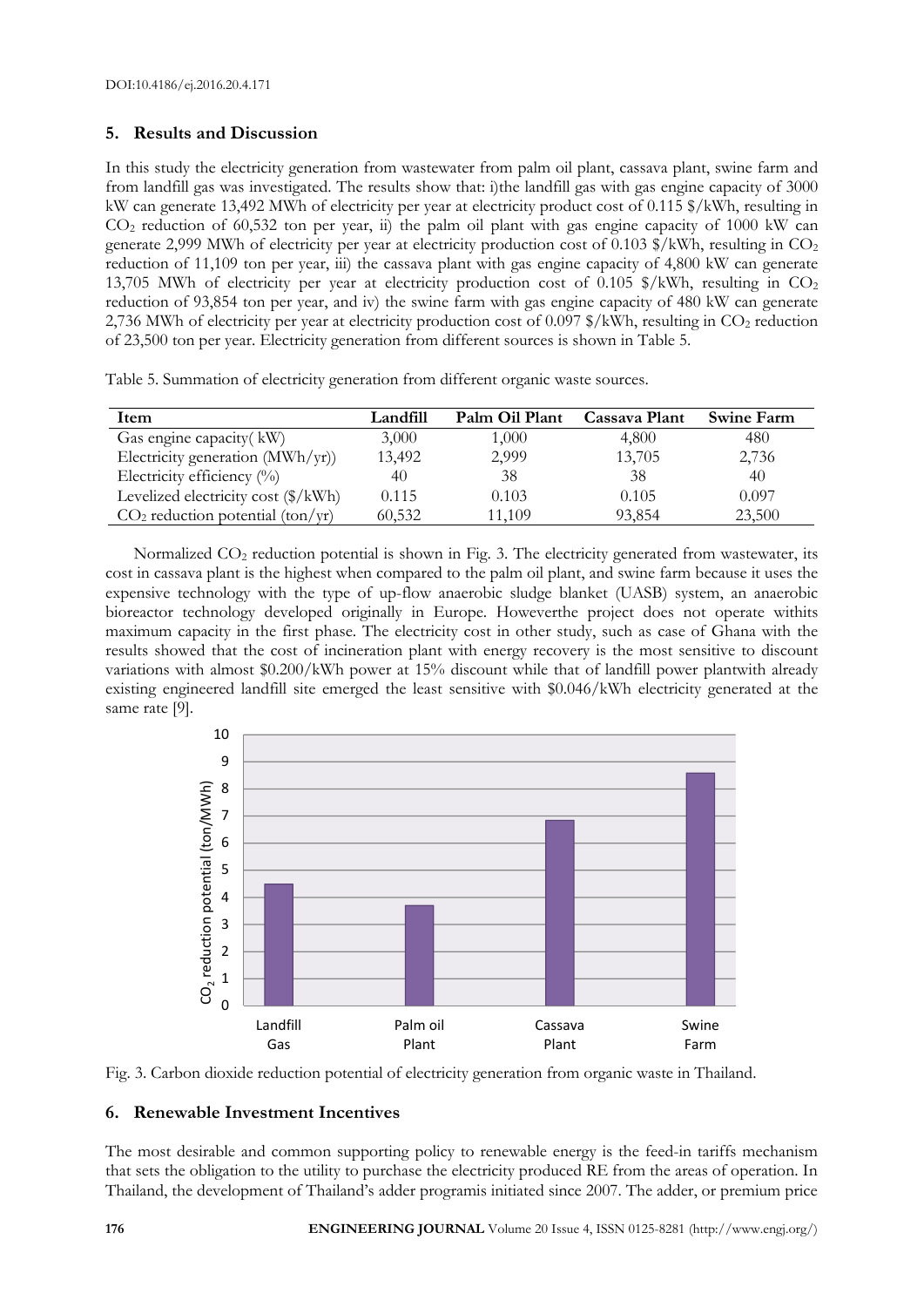## 5. Results and Discussion

In this study the electricity generation from wastewater from palm oil plant, cassava plant, swine farm and from landfill gas was investigated. The results show that: i)the landfill gas with gas engine capacity of 3000 kW can generate 13,492 MWh of electricity per year at electricity product cost of 0.115 \$/kWh, resulting in $CO_2$ reduction of 60,532 ton per year, ii) the palm oil plant with gas engine capacity of 1000 kW can generate 2,999 MWh of electricity per year at electricity production cost of 0.103 \$/kWh, resulting in $CO_2$ reduction of 11,109 ton per year, iii) the cassava plant with gas engine capacity of 4,800 kW can generate 13,705 MWh of electricity per year at electricity production cost of 0.105 \$/kWh, resulting in $CO_2$ reduction of 93,854 ton per year, and iv) the swine farm with gas engine capacity of 480 kW can generate 2,736 MWh of electricity per year at electricity production cost of 0.097 \$/kWh, resulting in $CO_2$ reduction of 23,500 ton per year. Electricity generation from different sources is shown in Table 5.

Table 5. Summation of electricity generation from different organic waste sources.

| Item | Landfill | Palm Oil Plant | Cassava Plant | Swine Farm |
|---|---|---|---|---|
| Gas engine capacity( kW) | 3,000 | 1,000 | 4,800 | 480 |
| Electricity generation (MWh/yr)) | 13,492 | 2,999 | 13,705 | 2,736 |
| Electricity efficiency (%) | 40 | 38 | 38 | 40 |
| Levelized electricity cost (\$/kWh) | 0.115 | 0.103 | 0.105 | 0.097 |
| $CO_2$ reduction potential (ton/yr) | 60,532 | 11,109 | 93,854 | 23,500 |

Normalized $CO_2$ reduction potential is shown in Fig. 3. The electricity generated from wastewater, its cost in cassava plant is the highest when compared to the palm oil plant, and swine farm because it uses the expensive technology with the type of up-flow anaerobic sludge blanket (UASB) system, an anaerobic bioreactor technology developed originally in Europe. Howeverthe project does not operate withits maximum capacity in the first phase. The electricity cost in other study, such as case of Ghana with the results showed that the cost of incineration plant with energy recovery is the most sensitive to discount variations with almost \$0.200/kWh power at 15% discount while that of landfill power plantwith already existing engineered landfill site emerged the least sensitive with \$0.046/kWh electricity generated at the same rate [9].

Fig. 3. Carbon dioxide reduction potential of electricity generation from organic waste in Thailand.

## 6. Renewable Investment Incentives

The most desirable and common supporting policy to renewable energy is the feed-in tariffs mechanism that sets the obligation to the utility to purchase the electricity produced RE from the areas of operation. In Thailand, the development of Thailand's adder programis initiated since 2007. The adder, or premium price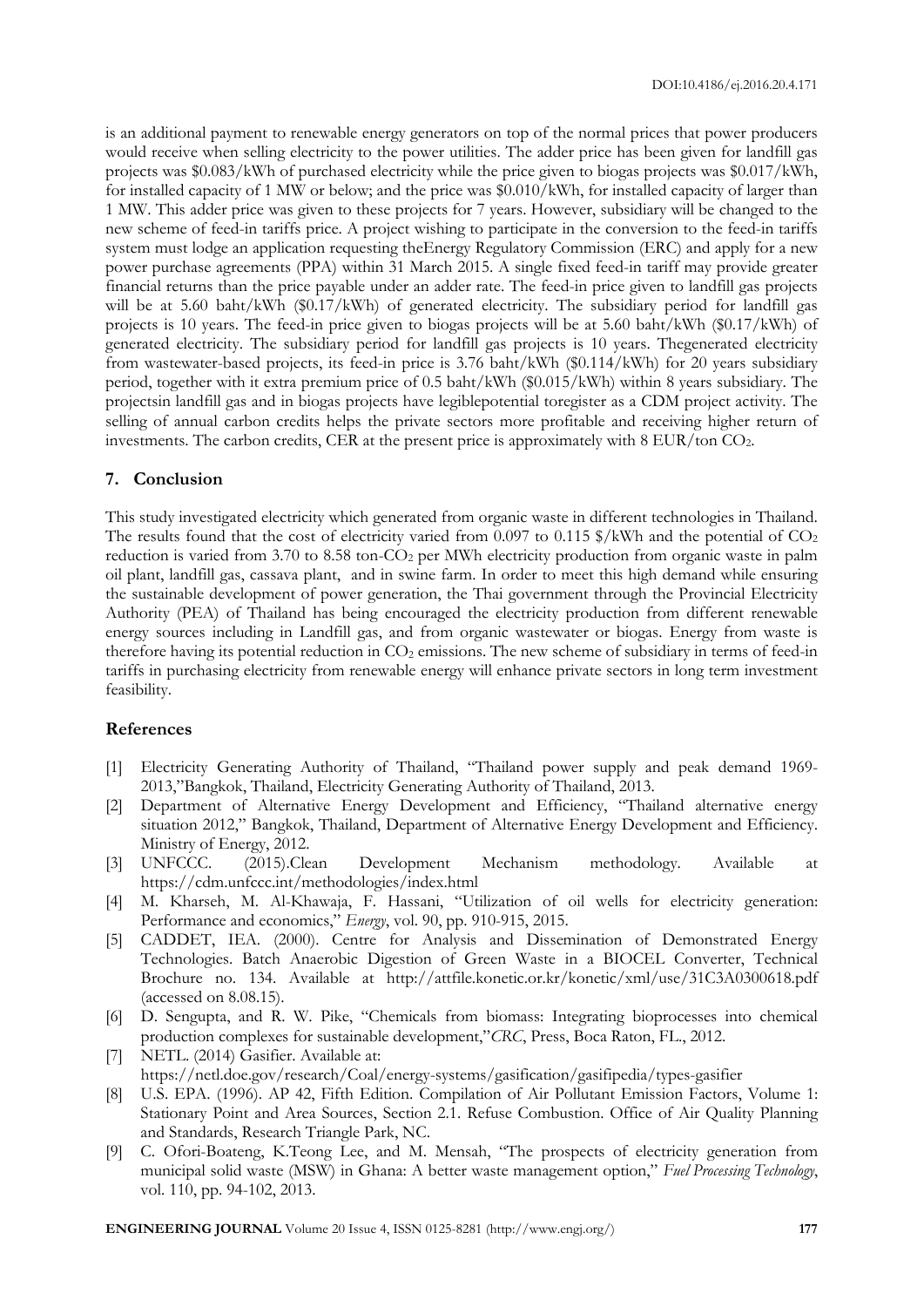is an additional payment to renewable energy generators on top of the normal prices that power producers would receive when selling electricity to the power utilities. The adder price has been given for landfill gas projects was \$0.083/kWh of purchased electricity while the price given to biogas projects was \$0.017/kWh, for installed capacity of 1 MW or below; and the price was \$0.010/kWh, for installed capacity of larger than 1 MW. This adder price was given to these projects for 7 years. However, subsidiary will be changed to the new scheme of feed-in tariffs price. A project wishing to participate in the conversion to the feed-in tariffs system must lodge an application requesting theEnergy Regulatory Commission (ERC) and apply for a new power purchase agreements (PPA) within 31 March 2015. A single fixed feed-in tariff may provide greater financial returns than the price payable under an adder rate. The feed-in price given to landfill gas projects will be at 5.60 baht/kWh (\$0.17/kWh) of generated electricity. The subsidiary period for landfill gas projects is 10 years. The feed-in price given to biogas projects will be at 5.60 baht/kWh (\$0.17/kWh) of generated electricity. The subsidiary period for landfill gas projects is 10 years. Thegenerated electricity from wastewater-based projects, its feed-in price is 3.76 baht/kWh (\$0.114/kWh) for 20 years subsidiary period, together with it extra premium price of 0.5 baht/kWh (\$0.015/kWh) within 8 years subsidiary. The projectsin landfill gas and in biogas projects have legiblepotential toregister as a CDM project activity. The selling of annual carbon credits helps the private sectors more profitable and receiving higher return of investments. The carbon credits, CER at the present price is approximately with 8 EUR/ton $CO_2$.

## 7. Conclusion

This study investigated electricity which generated from organic waste in different technologies in Thailand. The results found that the cost of electricity varied from 0.097 to 0.115 \$/kWh and the potential of $CO_2$ reduction is varied from 3.70 to 8.58 ton-$CO_2$ per MWh electricity production from organic waste in palm oil plant, landfill gas, cassava plant, and in swine farm. In order to meet this high demand while ensuring the sustainable development of power generation, the Thai government through the Provincial Electricity Authority (PEA) of Thailand has being encouraged the electricity production from different renewable energy sources including in Landfill gas, and from organic wastewater or biogas. Energy from waste is therefore having its potential reduction in $CO_2$ emissions. The new scheme of subsidiary in terms of feed-in tariffs in purchasing electricity from renewable energy will enhance private sectors in long term investment feasibility.

## References

[1] Electricity Generating Authority of Thailand, "Thailand power supply and peak demand 1969-2013,"Bangkok, Thailand, Electricity Generating Authority of Thailand, 2013.

[2] Department of Alternative Energy Development and Efficiency, "Thailand alternative energy situation 2012," Bangkok, Thailand, Department of Alternative Energy Development and Efficiency. Ministry of Energy, 2012.

[3] UNFCCC. (2015).Clean Development Mechanism methodology. Available at https://cdm.unfccc.int/methodologies/index.html

[4] M. Kharseh, M. Al-Khawaja, F. Hassani, "Utilization of oil wells for electricity generation: Performance and economics," *Energy*, vol. 90, pp. 910-915, 2015.

[5] CADDET, IEA. (2000). Centre for Analysis and Dissemination of Demonstrated Energy Technologies. Batch Anaerobic Digestion of Green Waste in a BIOCEL Converter, Technical Brochure no. 134. Available at http://attfile.konetic.or.kr/konetic/xml/use/31C3A0300618.pdf (accessed on 8.08.15).

[6] D. Sengupta, and R. W. Pike, "Chemicals from biomass: Integrating bioprocesses into chemical production complexes for sustainable development,"*CRC*, Press, Boca Raton, FL., 2012.

[7] NETL. (2014) Gasifier. Available at: https://netl.doe.gov/research/Coal/energy-systems/gasification/gasifipedia/types-gasifier

[8] U.S. EPA. (1996). AP 42, Fifth Edition. Compilation of Air Pollutant Emission Factors, Volume 1: Stationary Point and Area Sources, Section 2.1. Refuse Combustion. Office of Air Quality Planning and Standards, Research Triangle Park, NC.

[9] C. Ofori-Boateng, K.Teong Lee, and M. Mensah, "The prospects of electricity generation from municipal solid waste (MSW) in Ghana: A better waste management option," *Fuel Processing Technology*, vol. 110, pp. 94-102, 2013.